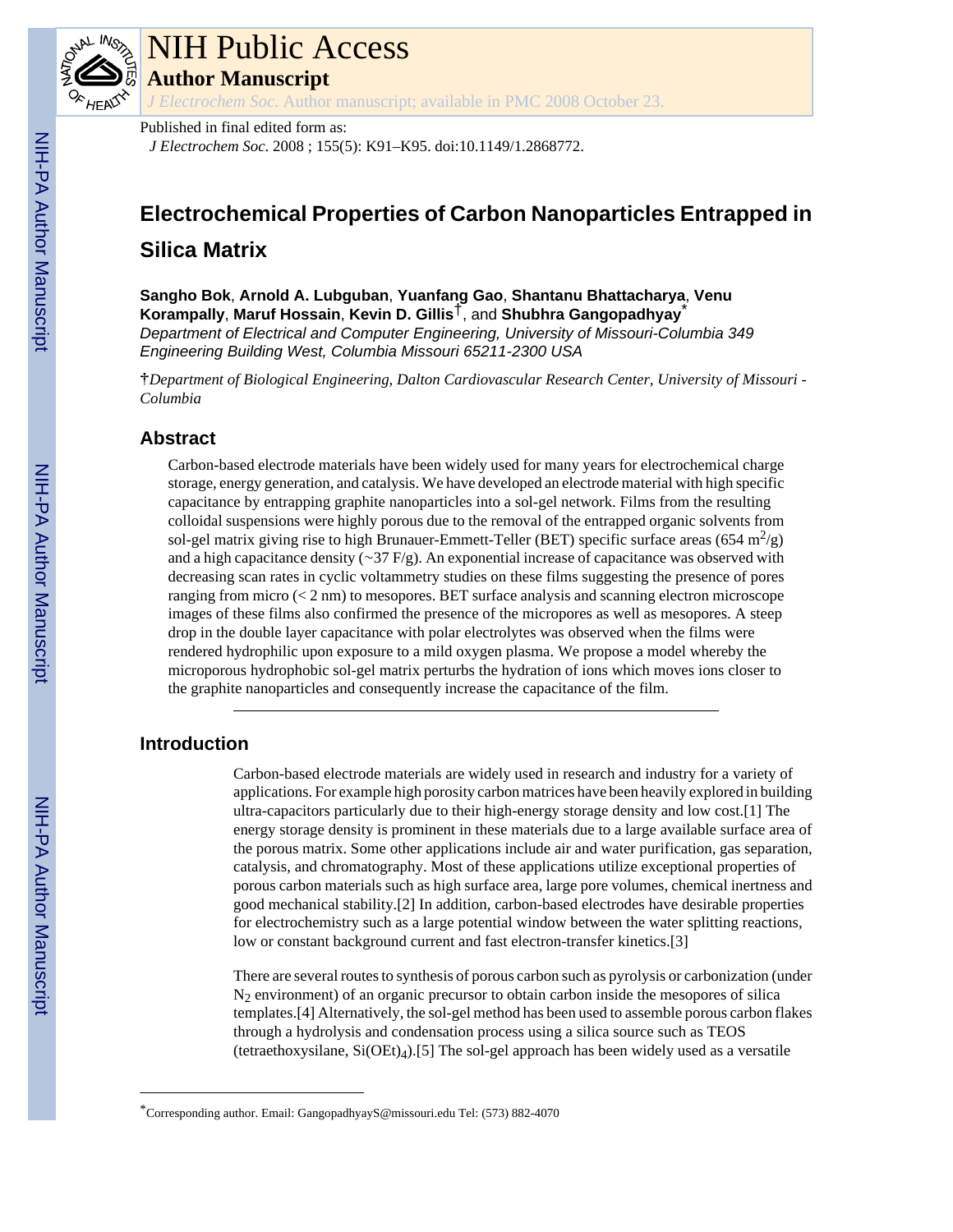Published in final edited form as:

*J Electrochem Soc*. 2008 ; 155(5): K91–K95. doi:10.1149/1.2868772.

# Electrochemical Properties of Carbon Nanoparticles Entrapped in Silica Matrix

**Sangho Bok**, **Arnold A. Lubguban**, **Yuanfang Gao**, **Shantanu Bhattacharya**, **Venu Korampally**, **Maruf Hossain**, **Kevin D. Gillis**[†], and **Shubhra Gangopadhyay**[*]

*Department of Electrical and Computer Engineering, University of Missouri-Columbia 349 Engineering Building West, Columbia Missouri 65211-2300 USA*

†*Department of Biological Engineering, Dalton Cardiovascular Research Center, University of Missouri - Columbia*

## Abstract

Carbon-based electrode materials have been widely used for many years for electrochemical charge storage, energy generation, and catalysis. We have developed an electrode material with high specific capacitance by entrapping graphite nanoparticles into a sol-gel network. Films from the resulting colloidal suspensions were highly porous due to the removal of the entrapped organic solvents from sol-gel matrix giving rise to high Brunauer-Emmett-Teller (BET) specific surface areas (654 $m^2/g$) and a high capacitance density (~37 F/g). An exponential increase of capacitance was observed with decreasing scan rates in cyclic voltammetry studies on these films suggesting the presence of pores ranging from micro (< 2 nm) to mesopores. BET surface analysis and scanning electron microscope images of these films also confirmed the presence of the micropores as well as mesopores. A steep drop in the double layer capacitance with polar electrolytes was observed when the films were rendered hydrophilic upon exposure to a mild oxygen plasma. We propose a model whereby the microporous hydrophobic sol-gel matrix perturbs the hydration of ions which moves ions closer to the graphite nanoparticles and consequently increase the capacitance of the film.

## Introduction

Carbon-based electrode materials are widely used in research and industry for a variety of applications. For example high porosity carbon matrices have been heavily explored in building ultra-capacitors particularly due to their high-energy storage density and low cost.[1] The energy storage density is prominent in these materials due to a large available surface area of the porous matrix. Some other applications include air and water purification, gas separation, catalysis, and chromatography. Most of these applications utilize exceptional properties of porous carbon materials such as high surface area, large pore volumes, chemical inertness and good mechanical stability.[2] In addition, carbon-based electrodes have desirable properties for electrochemistry such as a large potential window between the water splitting reactions, low or constant background current and fast electron-transfer kinetics.[3]

There are several routes to synthesis of porous carbon such as pyrolysis or carbonization (under $N_2$ environment) of an organic precursor to obtain carbon inside the mesopores of silica templates.[4] Alternatively, the sol-gel method has been used to assemble porous carbon flakes through a hydrolysis and condensation process using a silica source such as TEOS (tetraethoxysilane, $Si(OEt)_4$).[5] The sol-gel approach has been widely used as a versatile

---

*Corresponding author. Email: GangopadhyayS@missouri.edu Tel: (573) 882-4070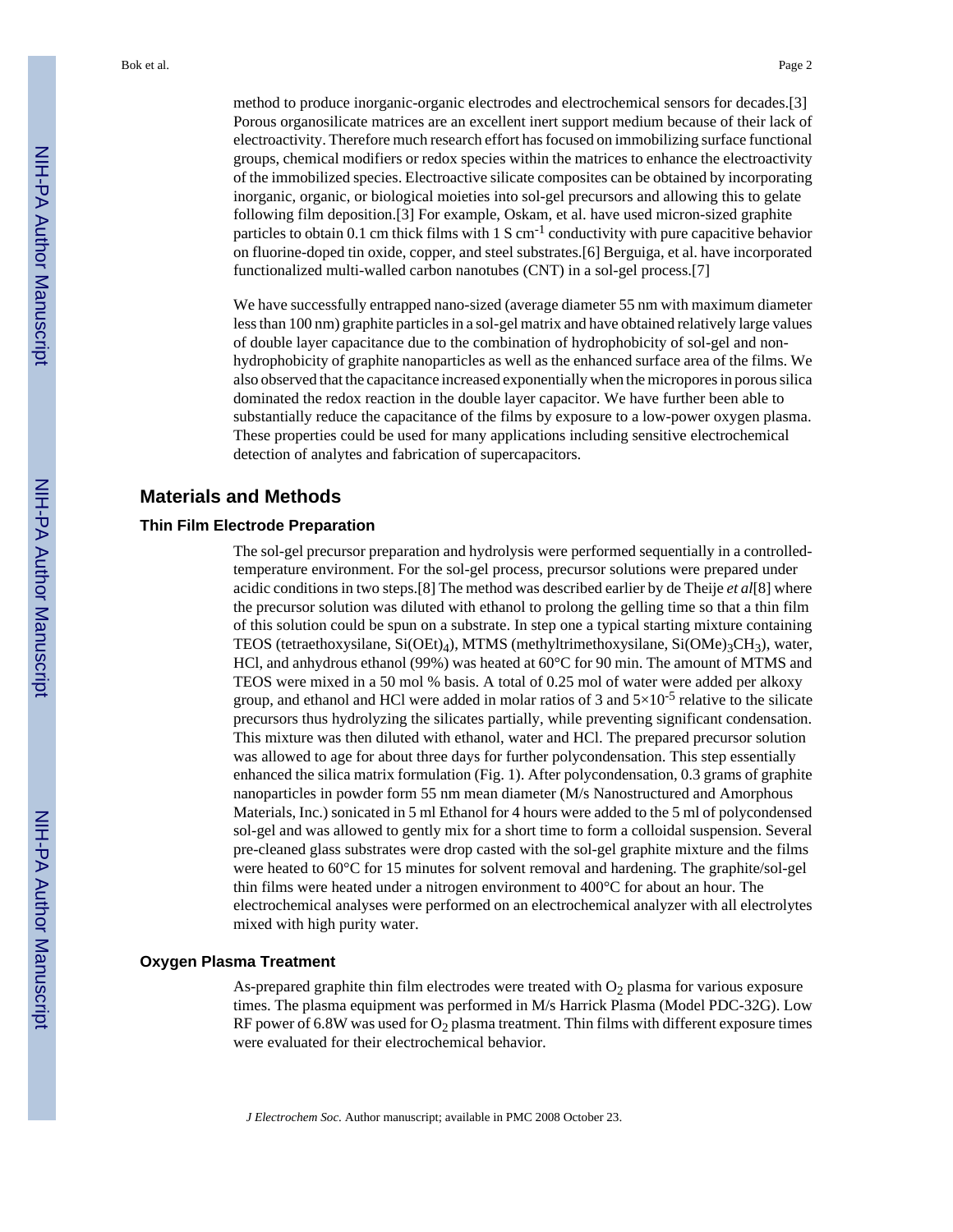method to produce inorganic-organic electrodes and electrochemical sensors for decades.[3] Porous organosilicate matrices are an excellent inert support medium because of their lack of electroactivity. Therefore much research effort has focused on immobilizing surface functional groups, chemical modifiers or redox species within the matrices to enhance the electroactivity of the immobilized species. Electroactive silicate composites can be obtained by incorporating inorganic, organic, or biological moieties into sol-gel precursors and allowing this to gelate following film deposition.[3] For example, Oskam, et al. have used micron-sized graphite particles to obtain 0.1 cm thick films with 1 S $cm^{-1}$ conductivity with pure capacitive behavior on fluorine-doped tin oxide, copper, and steel substrates.[6] Berguiga, et al. have incorporated functionalized multi-walled carbon nanotubes (CNT) in a sol-gel process.[7]

We have successfully entrapped nano-sized (average diameter 55 nm with maximum diameter less than 100 nm) graphite particles in a sol-gel matrix and have obtained relatively large values of double layer capacitance due to the combination of hydrophobicity of sol-gel and non-hydrophobicity of graphite nanoparticles as well as the enhanced surface area of the films. We also observed that the capacitance increased exponentially when the micropores in porous silica dominated the redox reaction in the double layer capacitor. We have further been able to substantially reduce the capacitance of the films by exposure to a low-power oxygen plasma. These properties could be used for many applications including sensitive electrochemical detection of analytes and fabrication of supercapacitors.

## Materials and Methods

### Thin Film Electrode Preparation

The sol-gel precursor preparation and hydrolysis were performed sequentially in a controlled-temperature environment. For the sol-gel process, precursor solutions were prepared under acidic conditions in two steps.[8] The method was described earlier by de Theije *et al*[8] where the precursor solution was diluted with ethanol to prolong the gelling time so that a thin film of this solution could be spun on a substrate. In step one a typical starting mixture containing TEOS (tetraethoxysilane, $Si(OEt)_4$), MTMS (methyltrimethoxysilane, $Si(OMe)_3CH_3$), water, HCl, and anhydrous ethanol (99%) was heated at 60°C for 90 min. The amount of MTMS and TEOS were mixed in a 50 mol % basis. A total of 0.25 mol of water were added per alkoxy group, and ethanol and HCl were added in molar ratios of 3 and $5\times10^{-5}$ relative to the silicate precursors thus hydrolyzing the silicates partially, while preventing significant condensation. This mixture was then diluted with ethanol, water and HCl. The prepared precursor solution was allowed to age for about three days for further polycondensation. This step essentially enhanced the silica matrix formulation (Fig. 1). After polycondensation, 0.3 grams of graphite nanoparticles in powder form 55 nm mean diameter (M/s Nanostructured and Amorphous Materials, Inc.) sonicated in 5 ml Ethanol for 4 hours were added to the 5 ml of polycondensed sol-gel and was allowed to gently mix for a short time to form a colloidal suspension. Several pre-cleaned glass substrates were drop casted with the sol-gel graphite mixture and the films were heated to 60°C for 15 minutes for solvent removal and hardening. The graphite/sol-gel thin films were heated under a nitrogen environment to 400°C for about an hour. The electrochemical analyses were performed on an electrochemical analyzer with all electrolytes mixed with high purity water.

### Oxygen Plasma Treatment

As-prepared graphite thin film electrodes were treated with $O_2$ plasma for various exposure times. The plasma equipment was performed in M/s Harrick Plasma (Model PDC-32G). Low RF power of 6.8W was used for $O_2$ plasma treatment. Thin films with different exposure times were evaluated for their electrochemical behavior.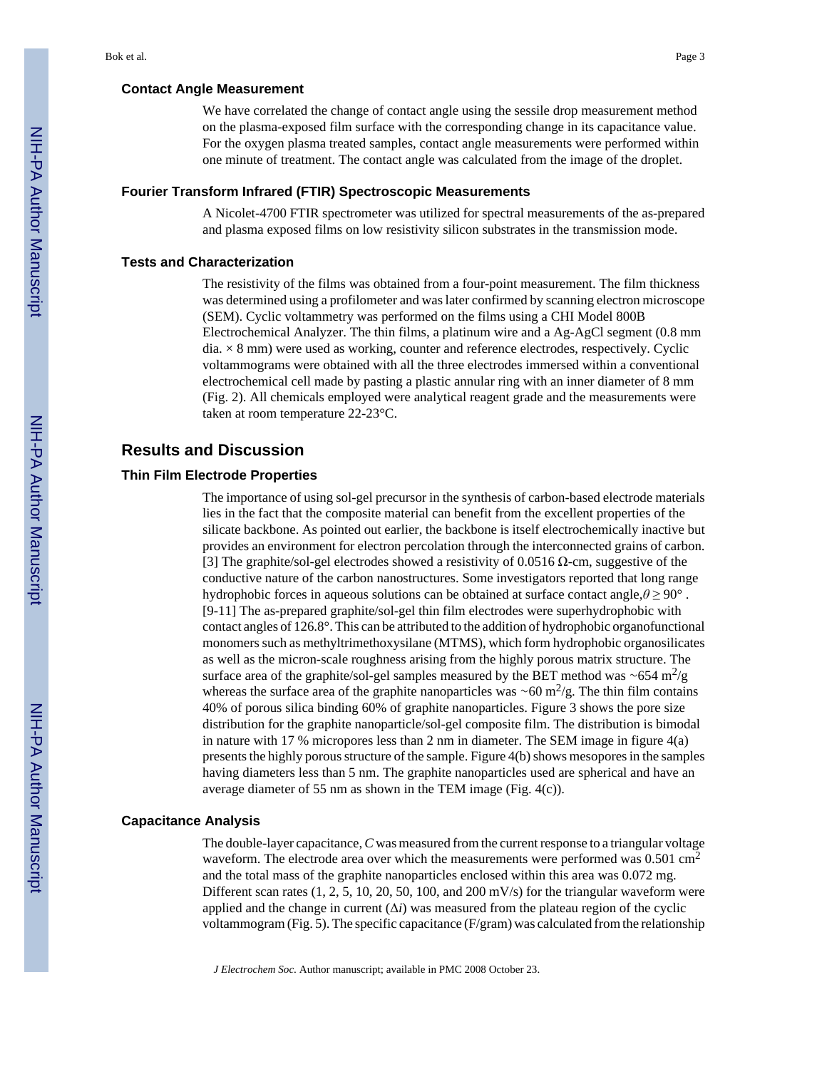### Contact Angle Measurement

We have correlated the change of contact angle using the sessile drop measurement method on the plasma-exposed film surface with the corresponding change in its capacitance value. For the oxygen plasma treated samples, contact angle measurements were performed within one minute of treatment. The contact angle was calculated from the image of the droplet.

### Fourier Transform Infrared (FTIR) Spectroscopic Measurements

A Nicolet-4700 FTIR spectrometer was utilized for spectral measurements of the as-prepared and plasma exposed films on low resistivity silicon substrates in the transmission mode.

### Tests and Characterization

The resistivity of the films was obtained from a four-point measurement. The film thickness was determined using a profilometer and was later confirmed by scanning electron microscope (SEM). Cyclic voltammetry was performed on the films using a CHI Model 800B Electrochemical Analyzer. The thin films, a platinum wire and a Ag-AgCl segment (0.8 mm dia. × 8 mm) were used as working, counter and reference electrodes, respectively. Cyclic voltammograms were obtained with all the three electrodes immersed within a conventional electrochemical cell made by pasting a plastic annular ring with an inner diameter of 8 mm (Fig. 2). All chemicals employed were analytical reagent grade and the measurements were taken at room temperature 22-23°C.

## Results and Discussion

### Thin Film Electrode Properties

The importance of using sol-gel precursor in the synthesis of carbon-based electrode materials lies in the fact that the composite material can benefit from the excellent properties of the silicate backbone. As pointed out earlier, the backbone is itself electrochemically inactive but provides an environment for electron percolation through the interconnected grains of carbon. [3] The graphite/sol-gel electrodes showed a resistivity of 0.0516 Ω-cm, suggestive of the conductive nature of the carbon nanostructures. Some investigators reported that long range hydrophobic forces in aqueous solutions can be obtained at surface contact angle, $\theta \geq 90°$ . [9-11] The as-prepared graphite/sol-gel thin film electrodes were superhydrophobic with contact angles of 126.8°. This can be attributed to the addition of hydrophobic organofunctional monomers such as methyltrimethoxysilane (MTMS), which form hydrophobic organosilicates as well as the micron-scale roughness arising from the highly porous matrix structure. The surface area of the graphite/sol-gel samples measured by the BET method was ~654 $m^2/g$ whereas the surface area of the graphite nanoparticles was ~60 $m^2/g$. The thin film contains 40% of porous silica binding 60% of graphite nanoparticles. Figure 3 shows the pore size distribution for the graphite nanoparticle/sol-gel composite film. The distribution is bimodal in nature with 17 % micropores less than 2 nm in diameter. The SEM image in figure 4(a) presents the highly porous structure of the sample. Figure 4(b) shows mesopores in the samples having diameters less than 5 nm. The graphite nanoparticles used are spherical and have an average diameter of 55 nm as shown in the TEM image (Fig. 4(c)).

### Capacitance Analysis

The double-layer capacitance, $C$ was measured from the current response to a triangular voltage waveform. The electrode area over which the measurements were performed was 0.501 $cm^2$ and the total mass of the graphite nanoparticles enclosed within this area was 0.072 mg. Different scan rates (1, 2, 5, 10, 20, 50, 100, and 200 mV/s) for the triangular waveform were applied and the change in current ($\Delta i$) was measured from the plateau region of the cyclic voltammogram (Fig. 5). The specific capacitance (F/gram) was calculated from the relationship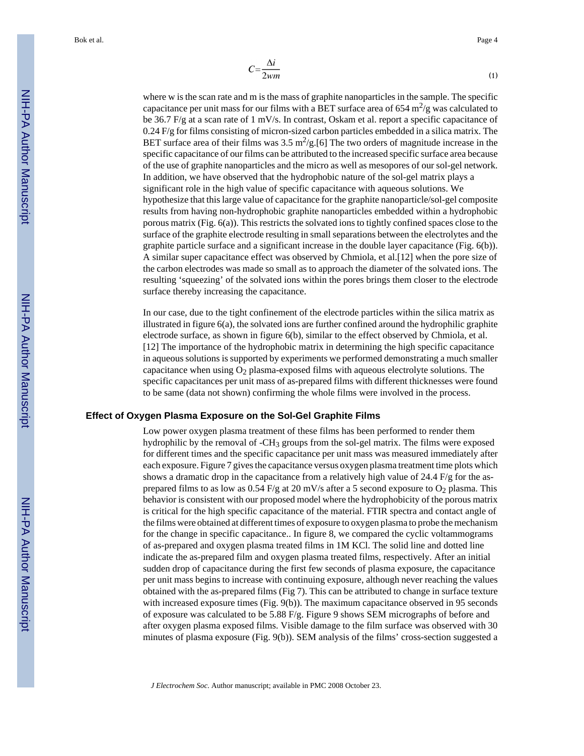$$C = \frac{\Delta i}{2wm} \tag{1}$$

where w is the scan rate and m is the mass of graphite nanoparticles in the sample. The specific capacitance per unit mass for our films with a BET surface area of 654 $m^2/g$ was calculated to be 36.7 F/g at a scan rate of 1 mV/s. In contrast, Oskam et al. report a specific capacitance of 0.24 F/g for films consisting of micron-sized carbon particles embedded in a silica matrix. The BET surface area of their films was 3.5 $m^2/g$.[6] The two orders of magnitude increase in the specific capacitance of our films can be attributed to the increased specific surface area because of the use of graphite nanoparticles and the micro as well as mesopores of our sol-gel network. In addition, we have observed that the hydrophobic nature of the sol-gel matrix plays a significant role in the high value of specific capacitance with aqueous solutions. We hypothesize that this large value of capacitance for the graphite nanoparticle/sol-gel composite results from having non-hydrophobic graphite nanoparticles embedded within a hydrophobic porous matrix (Fig. 6(a)). This restricts the solvated ions to tightly confined spaces close to the surface of the graphite electrode resulting in small separations between the electrolytes and the graphite particle surface and a significant increase in the double layer capacitance (Fig. 6(b)). A similar super capacitance effect was observed by Chmiola, et al.[12] when the pore size of the carbon electrodes was made so small as to approach the diameter of the solvated ions. The resulting 'squeezing' of the solvated ions within the pores brings them closer to the electrode surface thereby increasing the capacitance.

In our case, due to the tight confinement of the electrode particles within the silica matrix as illustrated in figure 6(a), the solvated ions are further confined around the hydrophilic graphite electrode surface, as shown in figure 6(b), similar to the effect observed by Chmiola, et al. [12] The importance of the hydrophobic matrix in determining the high specific capacitance in aqueous solutions is supported by experiments we performed demonstrating a much smaller capacitance when using $O_2$ plasma-exposed films with aqueous electrolyte solutions. The specific capacitances per unit mass of as-prepared films with different thicknesses were found to be same (data not shown) confirming the whole films were involved in the process.

### Effect of Oxygen Plasma Exposure on the Sol-Gel Graphite Films

Low power oxygen plasma treatment of these films has been performed to render them hydrophilic by the removal of $-CH_3$ groups from the sol-gel matrix. The films were exposed for different times and the specific capacitance per unit mass was measured immediately after each exposure. Figure 7 gives the capacitance versus oxygen plasma treatment time plots which shows a dramatic drop in the capacitance from a relatively high value of 24.4 F/g for the as-prepared films to as low as 0.54 F/g at 20 mV/s after a 5 second exposure to $O_2$ plasma. This behavior is consistent with our proposed model where the hydrophobicity of the porous matrix is critical for the high specific capacitance of the material. FTIR spectra and contact angle of the films were obtained at different times of exposure to oxygen plasma to probe the mechanism for the change in specific capacitance.. In figure 8, we compared the cyclic voltammograms of as-prepared and oxygen plasma treated films in 1M KCl. The solid line and dotted line indicate the as-prepared film and oxygen plasma treated films, respectively. After an initial sudden drop of capacitance during the first few seconds of plasma exposure, the capacitance per unit mass begins to increase with continuing exposure, although never reaching the values obtained with the as-prepared films (Fig 7). This can be attributed to change in surface texture with increased exposure times (Fig. 9(b)). The maximum capacitance observed in 95 seconds of exposure was calculated to be 5.88 F/g. Figure 9 shows SEM micrographs of before and after oxygen plasma exposed films. Visible damage to the film surface was observed with 30 minutes of plasma exposure (Fig. 9(b)). SEM analysis of the films' cross-section suggested a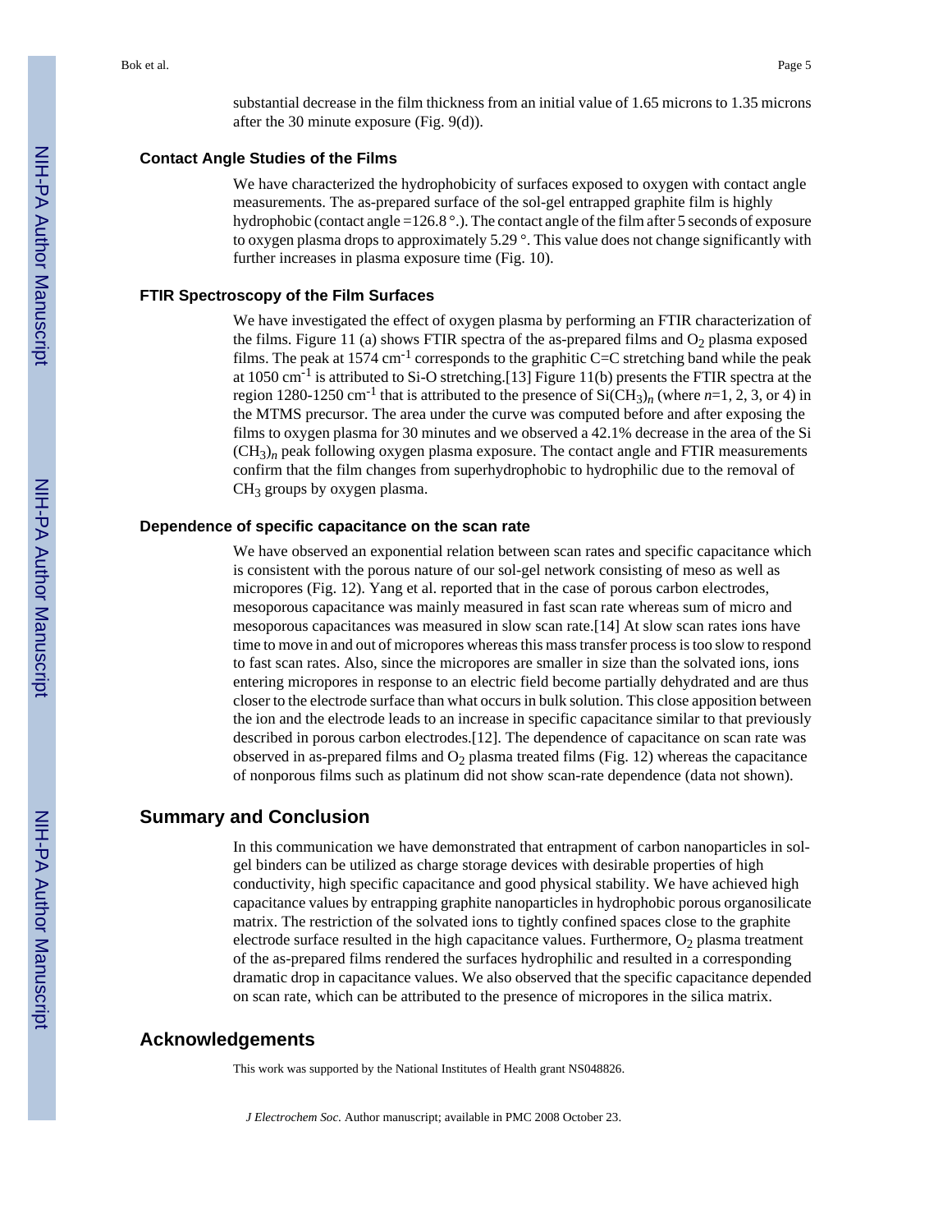substantial decrease in the film thickness from an initial value of 1.65 microns to 1.35 microns after the 30 minute exposure (Fig. 9(d)).

### Contact Angle Studies of the Films

We have characterized the hydrophobicity of surfaces exposed to oxygen with contact angle measurements. The as-prepared surface of the sol-gel entrapped graphite film is highly hydrophobic (contact angle =126.8 °.). The contact angle of the film after 5 seconds of exposure to oxygen plasma drops to approximately 5.29 °. This value does not change significantly with further increases in plasma exposure time (Fig. 10).

### FTIR Spectroscopy of the Film Surfaces

We have investigated the effect of oxygen plasma by performing an FTIR characterization of the films. Figure 11 (a) shows FTIR spectra of the as-prepared films and $O_2$ plasma exposed films. The peak at 1574 $cm^{-1}$ corresponds to the graphitic C=C stretching band while the peak at 1050 $cm^{-1}$ is attributed to Si-O stretching.[13] Figure 11(b) presents the FTIR spectra at the region 1280-1250 $cm^{-1}$ that is attributed to the presence of $Si(CH_3)_n$ (where $n$=1, 2, 3, or 4) in the MTMS precursor. The area under the curve was computed before and after exposing the films to oxygen plasma for 30 minutes and we observed a 42.1% decrease in the area of the $Si(CH_3)_n$ peak following oxygen plasma exposure. The contact angle and FTIR measurements confirm that the film changes from superhydrophobic to hydrophilic due to the removal of $CH_3$ groups by oxygen plasma.

### Dependence of specific capacitance on the scan rate

We have observed an exponential relation between scan rates and specific capacitance which is consistent with the porous nature of our sol-gel network consisting of meso as well as micropores (Fig. 12). Yang et al. reported that in the case of porous carbon electrodes, mesoporous capacitance was mainly measured in fast scan rate whereas sum of micro and mesoporous capacitances was measured in slow scan rate.[14] At slow scan rates ions have time to move in and out of micropores whereas this mass transfer process is too slow to respond to fast scan rates. Also, since the micropores are smaller in size than the solvated ions, ions entering micropores in response to an electric field become partially dehydrated and are thus closer to the electrode surface than what occurs in bulk solution. This close apposition between the ion and the electrode leads to an increase in specific capacitance similar to that previously described in porous carbon electrodes.[12]. The dependence of capacitance on scan rate was observed in as-prepared films and $O_2$ plasma treated films (Fig. 12) whereas the capacitance of nonporous films such as platinum did not show scan-rate dependence (data not shown).

## Summary and Conclusion

In this communication we have demonstrated that entrapment of carbon nanoparticles in sol-gel binders can be utilized as charge storage devices with desirable properties of high conductivity, high specific capacitance and good physical stability. We have achieved high capacitance values by entrapping graphite nanoparticles in hydrophobic porous organosilicate matrix. The restriction of the solvated ions to tightly confined spaces close to the graphite electrode surface resulted in the high capacitance values. Furthermore, $O_2$ plasma treatment of the as-prepared films rendered the surfaces hydrophilic and resulted in a corresponding dramatic drop in capacitance values. We also observed that the specific capacitance depended on scan rate, which can be attributed to the presence of micropores in the silica matrix.

## Acknowledgements

This work was supported by the National Institutes of Health grant NS048826.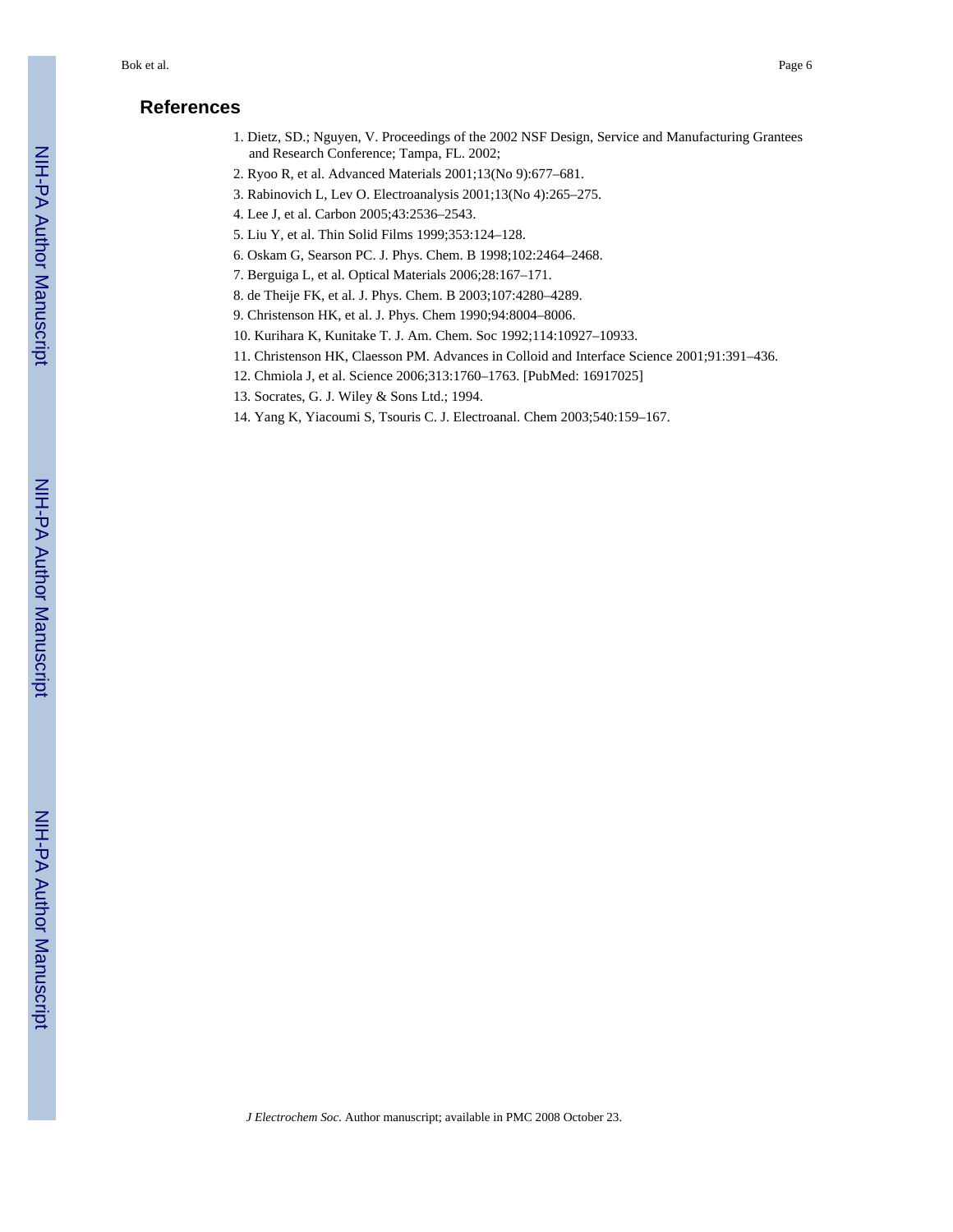## References

1. Dietz, SD.; Nguyen, V. Proceedings of the 2002 NSF Design, Service and Manufacturing Grantees and Research Conference; Tampa, FL. 2002;
2. Ryoo R, et al. Advanced Materials 2001;13(No 9):677–681.
3. Rabinovich L, Lev O. Electroanalysis 2001;13(No 4):265–275.
4. Lee J, et al. Carbon 2005;43:2536–2543.
5. Liu Y, et al. Thin Solid Films 1999;353:124–128.
6. Oskam G, Searson PC. J. Phys. Chem. B 1998;102:2464–2468.
7. Berguiga L, et al. Optical Materials 2006;28:167–171.
8. de Theije FK, et al. J. Phys. Chem. B 2003;107:4280–4289.
9. Christenson HK, et al. J. Phys. Chem 1990;94:8004–8006.
10. Kurihara K, Kunitake T. J. Am. Chem. Soc 1992;114:10927–10933.
11. Christenson HK, Claesson PM. Advances in Colloid and Interface Science 2001;91:391–436.
12. Chmiola J, et al. Science 2006;313:1760–1763. [PubMed: 16917025]
13. Socrates, G. J. Wiley & Sons Ltd.; 1994.
14. Yang K, Yiacoumi S, Tsouris C. J. Electroanal. Chem 2003;540:159–167.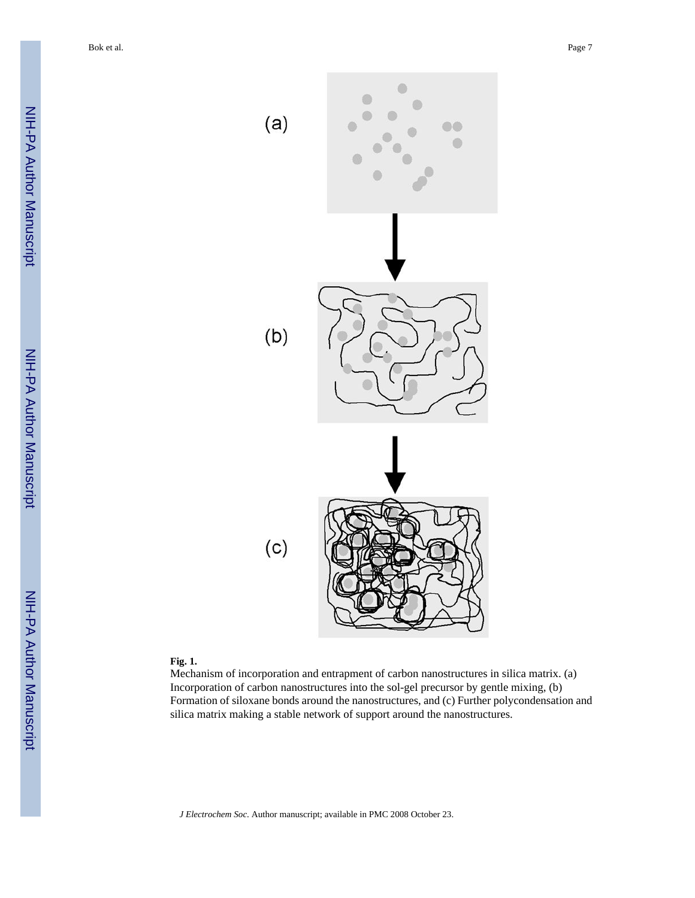**Fig. 1.**

Mechanism of incorporation and entrapment of carbon nanostructures in silica matrix. (a) Incorporation of carbon nanostructures into the sol-gel precursor by gentle mixing, (b) Formation of siloxane bonds around the nanostructures, and (c) Further polycondensation and silica matrix making a stable network of support around the nanostructures.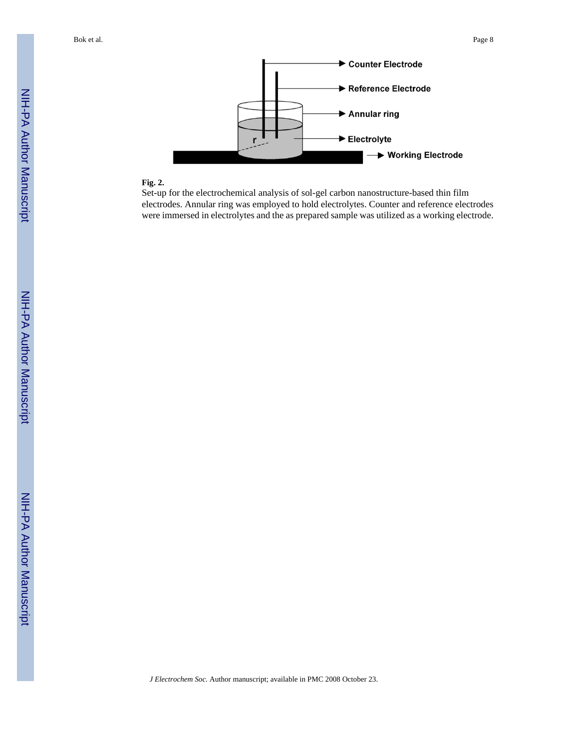**Fig. 2.**

Set-up for the electrochemical analysis of sol-gel carbon nanostructure-based thin film electrodes. Annular ring was employed to hold electrolytes. Counter and reference electrodes were immersed in electrolytes and the as prepared sample was utilized as a working electrode.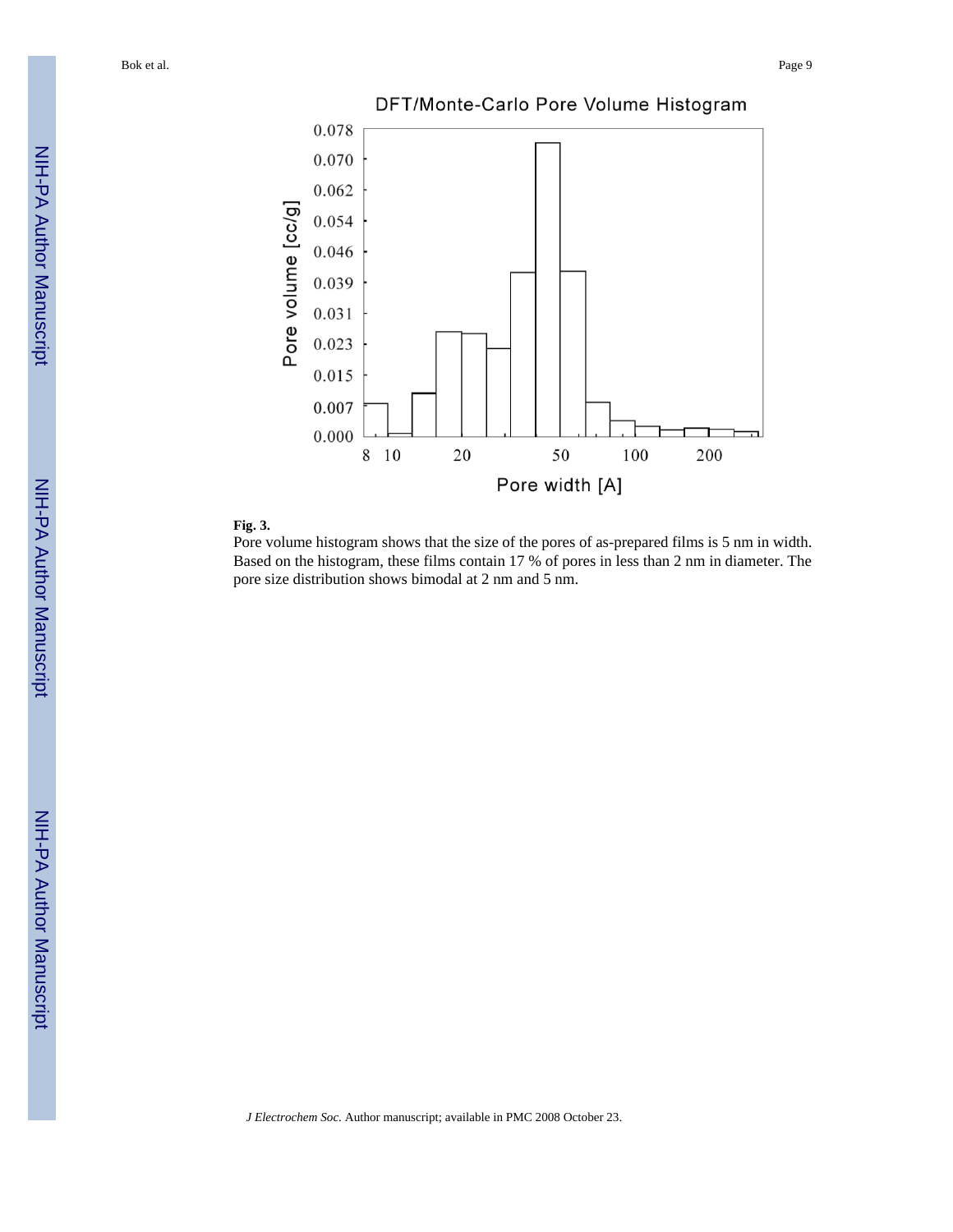**Fig. 3.**

Pore volume histogram shows that the size of the pores of as-prepared films is 5 nm in width. Based on the histogram, these films contain 17 % of pores in less than 2 nm in diameter. The pore size distribution shows bimodal at 2 nm and 5 nm.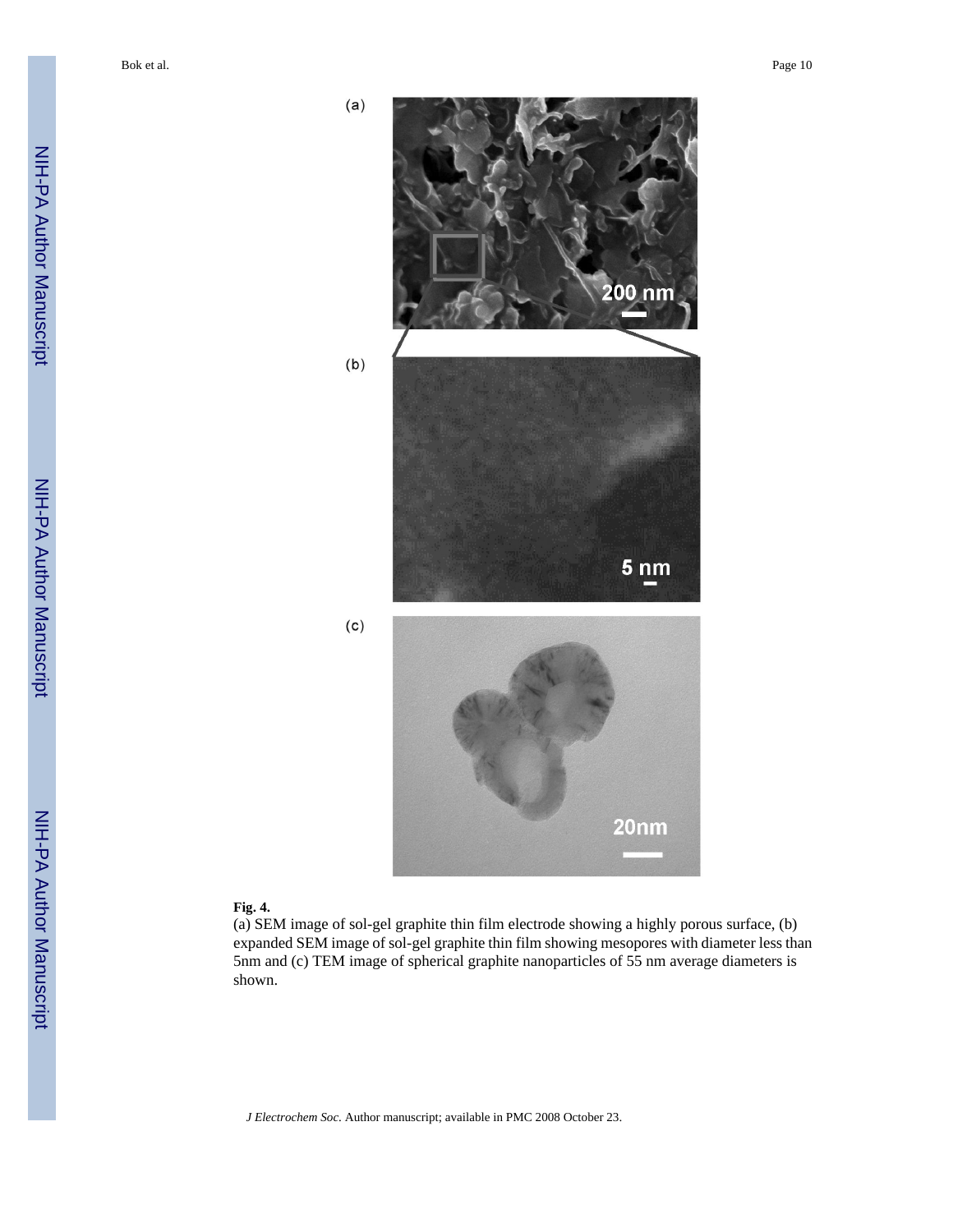**Fig. 4.**

(a) SEM image of sol-gel graphite thin film electrode showing a highly porous surface, (b) expanded SEM image of sol-gel graphite thin film showing mesopores with diameter less than 5nm and (c) TEM image of spherical graphite nanoparticles of 55 nm average diameters is shown.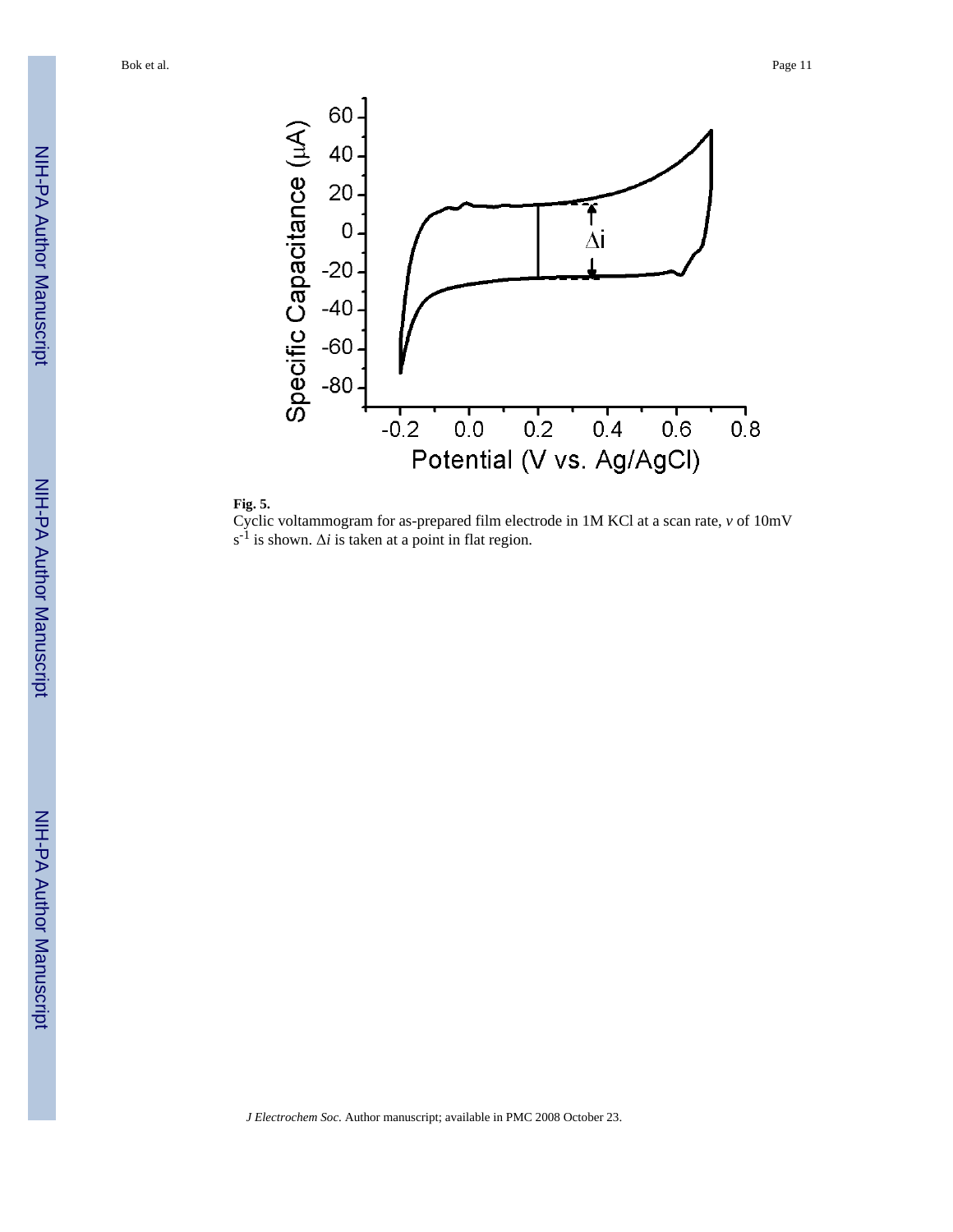**Fig. 5.**

Cyclic voltammogram for as-prepared film electrode in 1M KCl at a scan rate, *v* of 10mV $s^{-1}$ is shown. $\Delta i$ is taken at a point in flat region.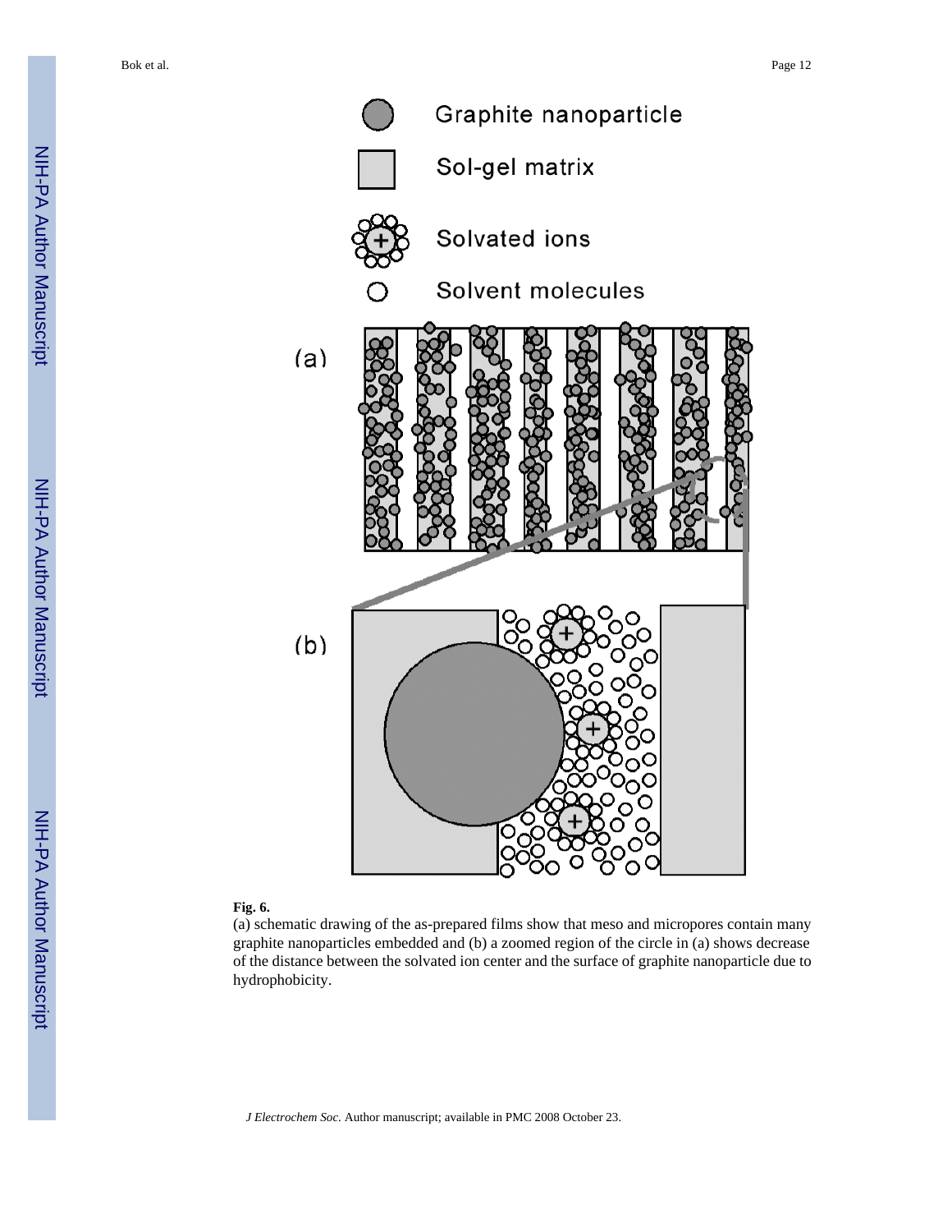**Fig. 6.**

(a) schematic drawing of the as-prepared films show that meso and micropores contain many graphite nanoparticles embedded and (b) a zoomed region of the circle in (a) shows decrease of the distance between the solvated ion center and the surface of graphite nanoparticle due to hydrophobicity.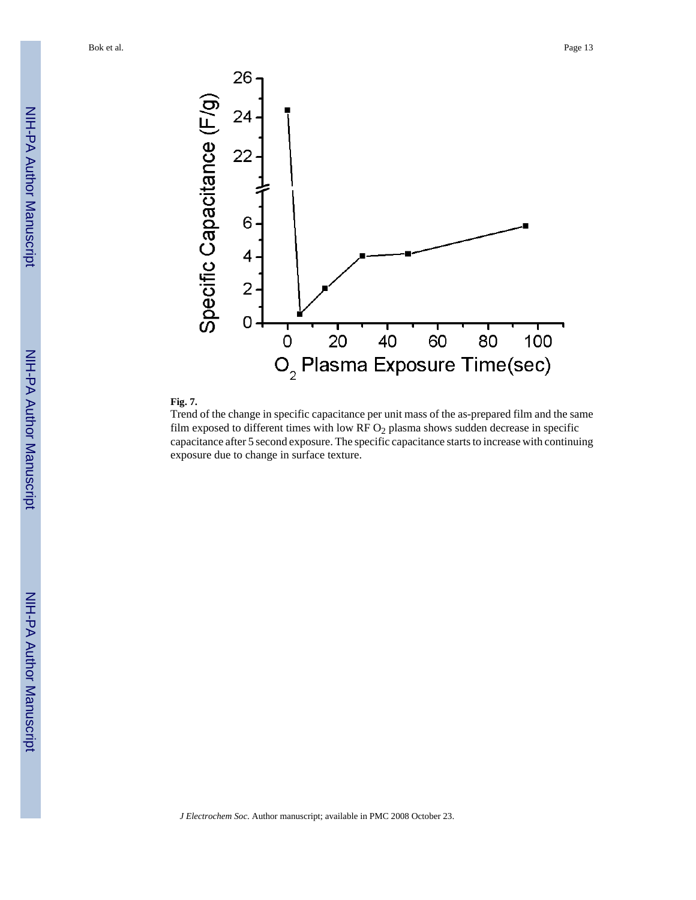**Fig. 7.**

Trend of the change in specific capacitance per unit mass of the as-prepared film and the same film exposed to different times with low RF $O_2$ plasma shows sudden decrease in specific capacitance after 5 second exposure. The specific capacitance starts to increase with continuing exposure due to change in surface texture.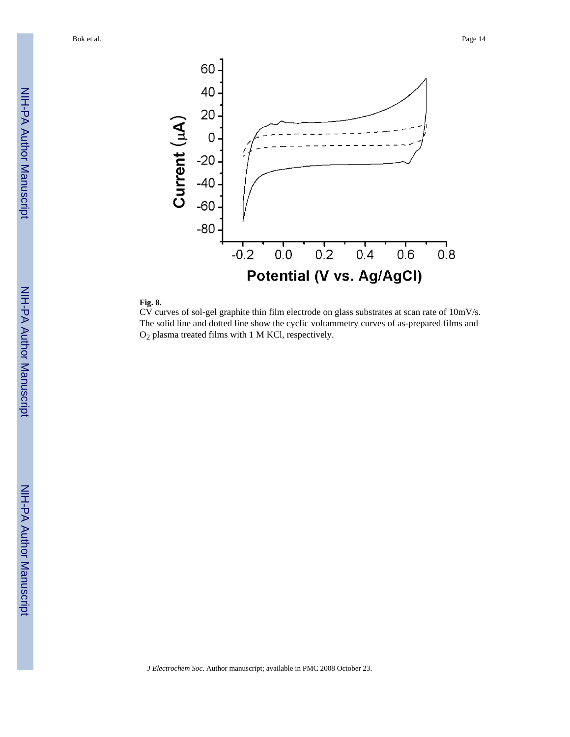**Fig. 8.**

CV curves of sol-gel graphite thin film electrode on glass substrates at scan rate of 10mV/s. The solid line and dotted line show the cyclic voltammetry curves of as-prepared films and $O_2$ plasma treated films with 1 M KCl, respectively.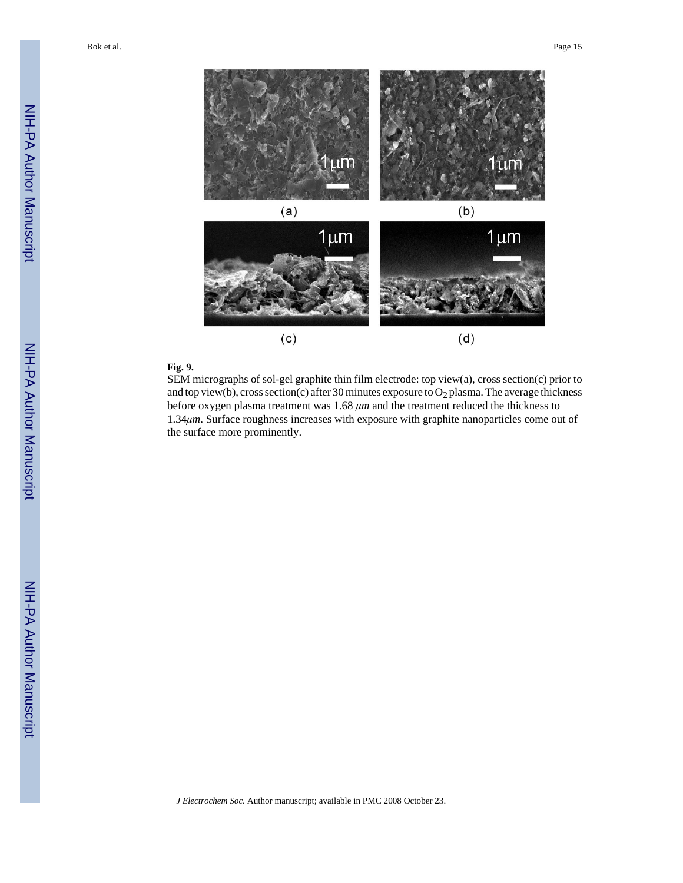**Fig. 9.**

SEM micrographs of sol-gel graphite thin film electrode: top view(a), cross section(c) prior to and top view(b), cross section(c) after 30 minutes exposure to $O_2$ plasma. The average thickness before oxygen plasma treatment was 1.68 $\mu m$ and the treatment reduced the thickness to 1.34$\mu m$. Surface roughness increases with exposure with graphite nanoparticles come out of the surface more prominently.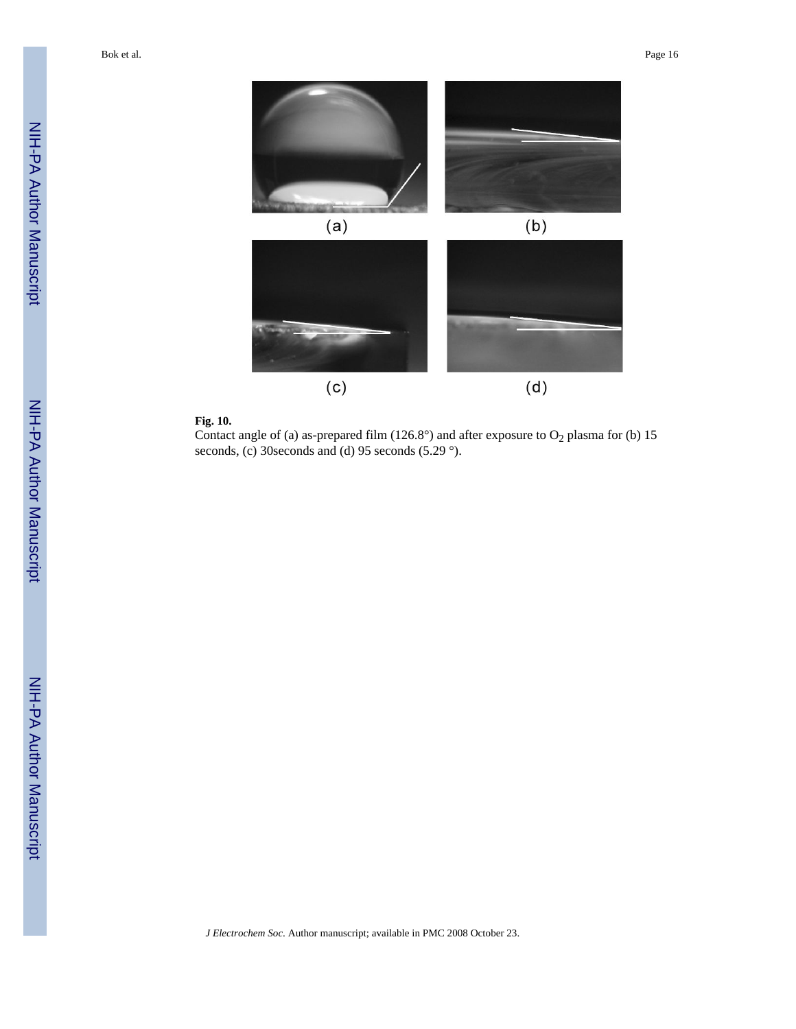**Fig. 10.**

Contact angle of (a) as-prepared film (126.8°) and after exposure to $O_2$ plasma for (b) 15 seconds, (c) 30seconds and (d) 95 seconds (5.29 °).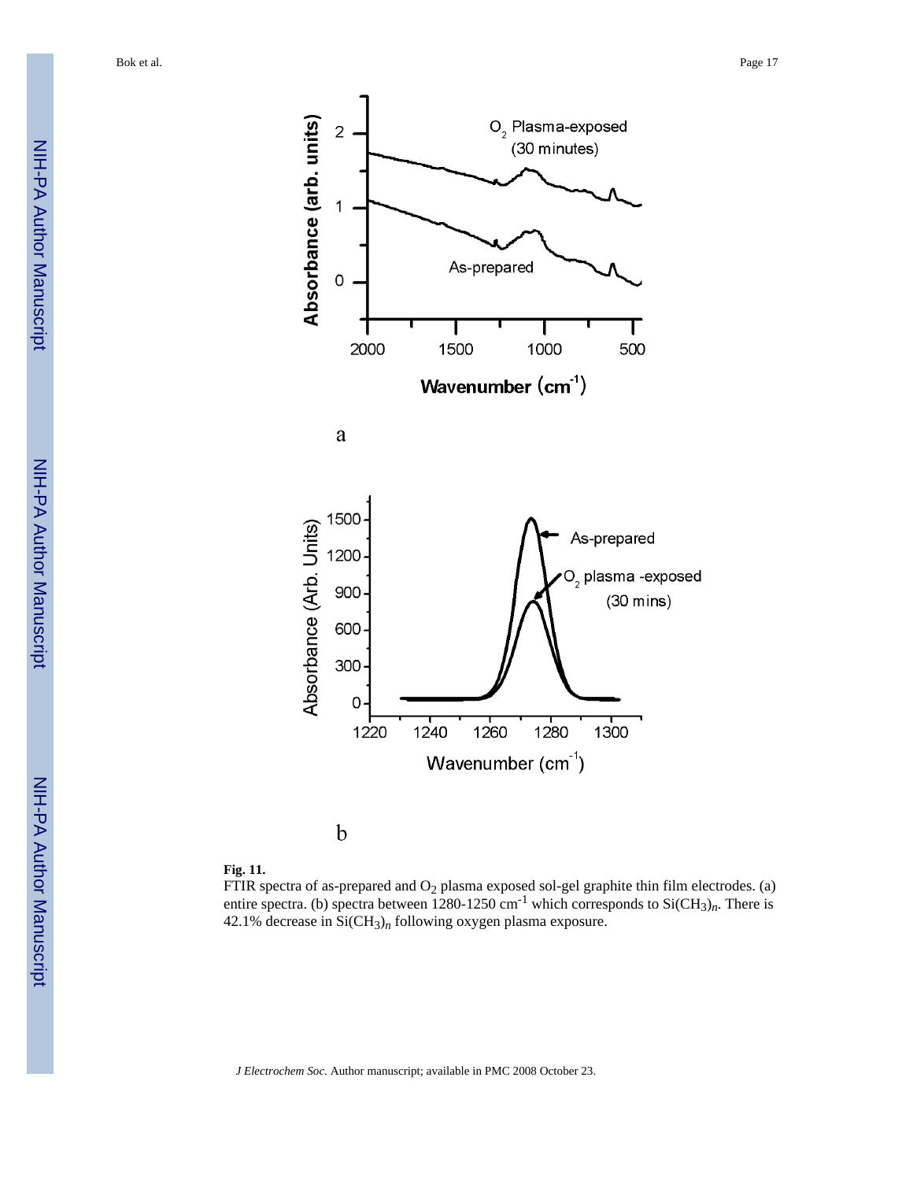a

b

**Fig. 11.**

FTIR spectra of as-prepared and $O_2$ plasma exposed sol-gel graphite thin film electrodes. (a) entire spectra. (b) spectra between 1280-1250 $cm^{-1}$ which corresponds to $Si(CH_3)_n$. There is 42.1% decrease in $Si(CH_3)_n$ following oxygen plasma exposure.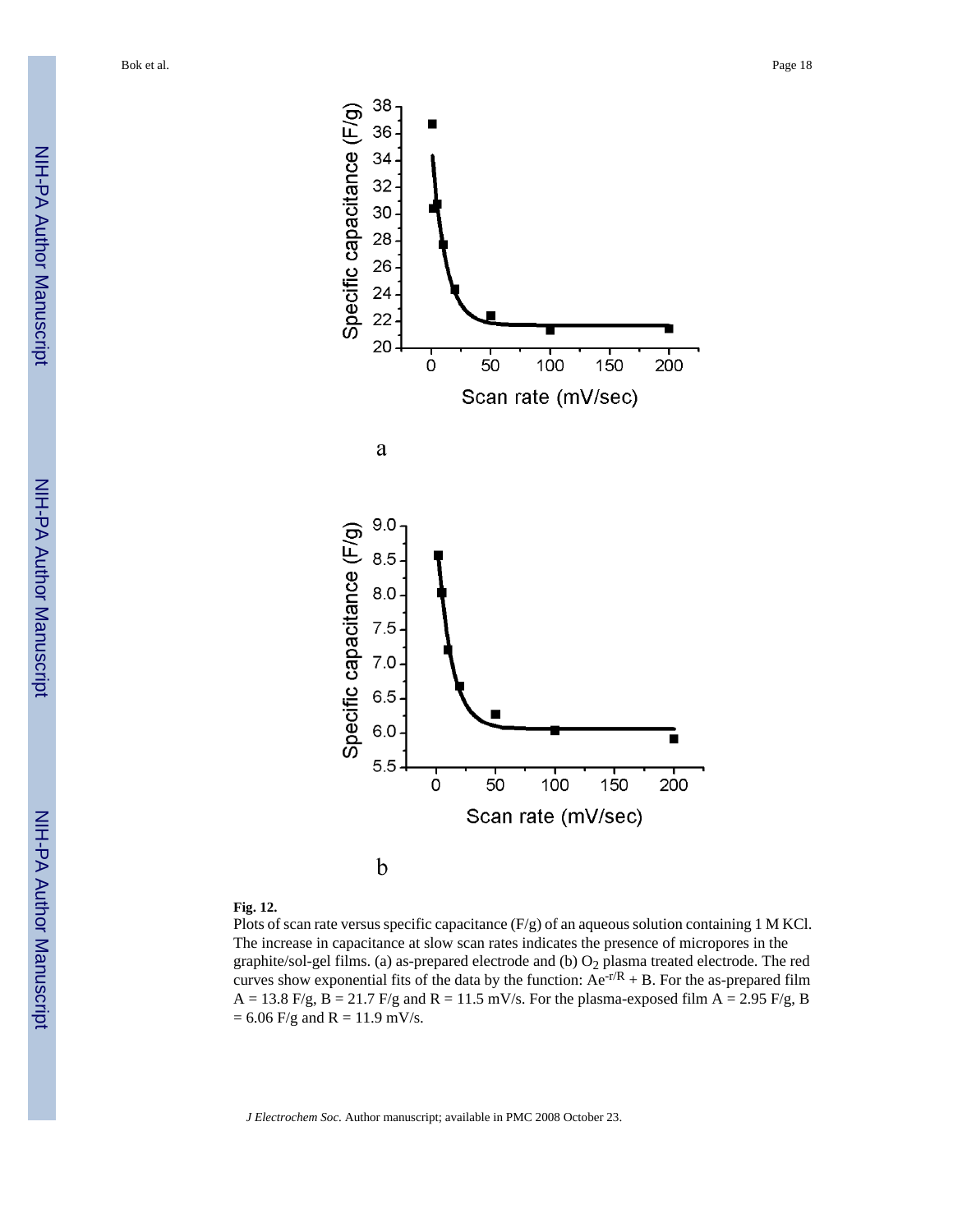Specific capacitance (F/g)

38
36
34
32
30
28
26
24
22
20

0 50 100 150 200

Scan rate (mV/sec)

a

Specific capacitance (F/g)

9.0
8.5
8.0
7.5
7.0
6.5
6.0
5.5

0 50 100 150 200

Scan rate (mV/sec)

b

**Fig. 12.**

Plots of scan rate versus specific capacitance (F/g) of an aqueous solution containing 1 M KCl. The increase in capacitance at slow scan rates indicates the presence of micropores in the graphite/sol-gel films. (a) as-prepared electrode and (b) $O_2$ plasma treated electrode. The red curves show exponential fits of the data by the function: $Ae^{-r/R} + B$. For the as-prepared film A = 13.8 F/g, B = 21.7 F/g and R = 11.5 mV/s. For the plasma-exposed film A = 2.95 F/g, B = 6.06 F/g and R = 11.9 mV/s.